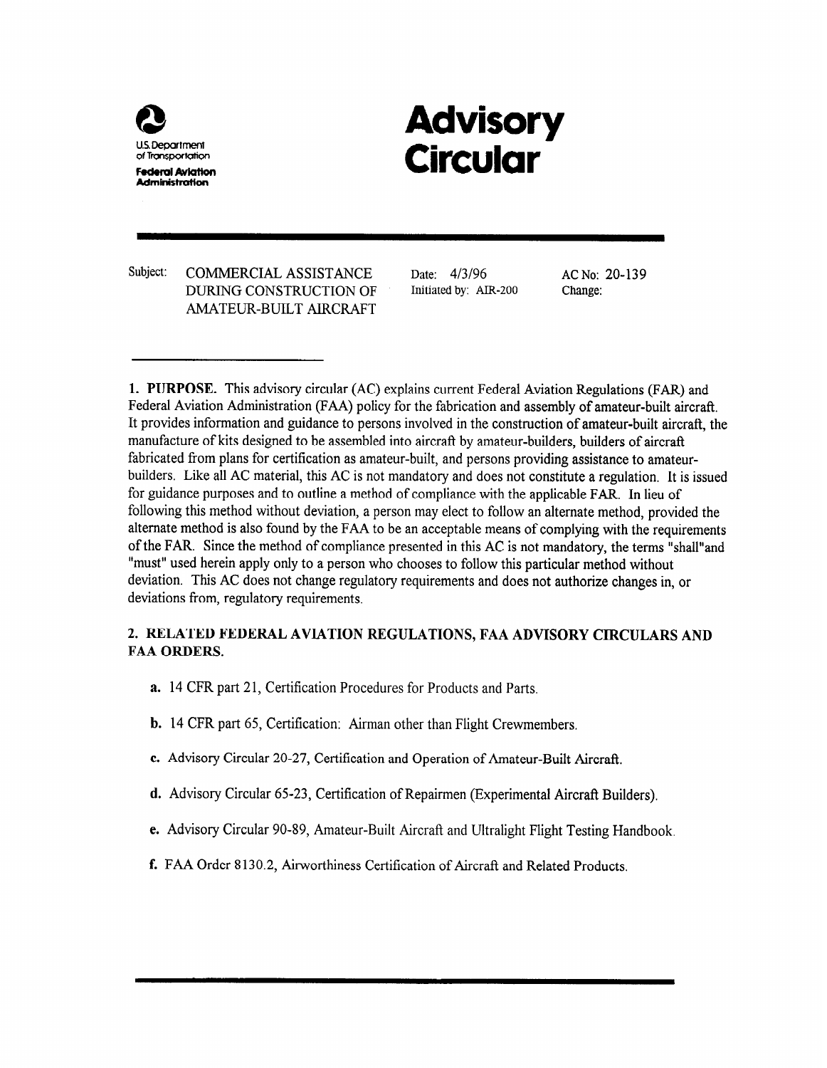U.S. Department of Transportation

Federal Aviation Administration

# Advisory Circular

Subject: COMMERCIAL ASSISTANCE DURING CONSTRUCTION OF AMATEUR-BUILT AIRCRAFT

Date: 4/3/96

Initiated by: AIR-200

AC No: 20-139

Change:

**1. PURPOSE.** This advisory circular (AC) explains current Federal Aviation Regulations (FAR) and Federal Aviation Administration (FAA) policy for the fabrication and assembly of amateur-built aircraft. It provides information and guidance to persons involved in the construction of amateur-built aircraft, the manufacture of kits designed to be assembled into aircraft by amateur-builders, builders of aircraft fabricated from plans for certification as amateur-built, and persons providing assistance to amateur-builders. Like all AC material, this AC is not mandatory and does not constitute a regulation. It is issued for guidance purposes and to outline a method of compliance with the applicable FAR. In lieu of following this method without deviation, a person may elect to follow an alternate method, provided the alternate method is also found by the FAA to be an acceptable means of complying with the requirements of the FAR. Since the method of compliance presented in this AC is not mandatory, the terms "shall"and "must" used herein apply only to a person who chooses to follow this particular method without deviation. This AC does not change regulatory requirements and does not authorize changes in, or deviations from, regulatory requirements.

**2. RELATED FEDERAL AVIATION REGULATIONS, FAA ADVISORY CIRCULARS AND FAA ORDERS.**

**a.** 14 CFR part 21, Certification Procedures for Products and Parts.

**b.** 14 CFR part 65, Certification: Airman other than Flight Crewmembers.

**c.** Advisory Circular 20-27, Certification and Operation of Amateur-Built Aircraft.

**d.** Advisory Circular 65-23, Certification of Repairmen (Experimental Aircraft Builders).

**e.** Advisory Circular 90-89, Amateur-Built Aircraft and Ultralight Flight Testing Handbook.

**f.** FAA Order 8130.2, Airworthiness Certification of Aircraft and Related Products.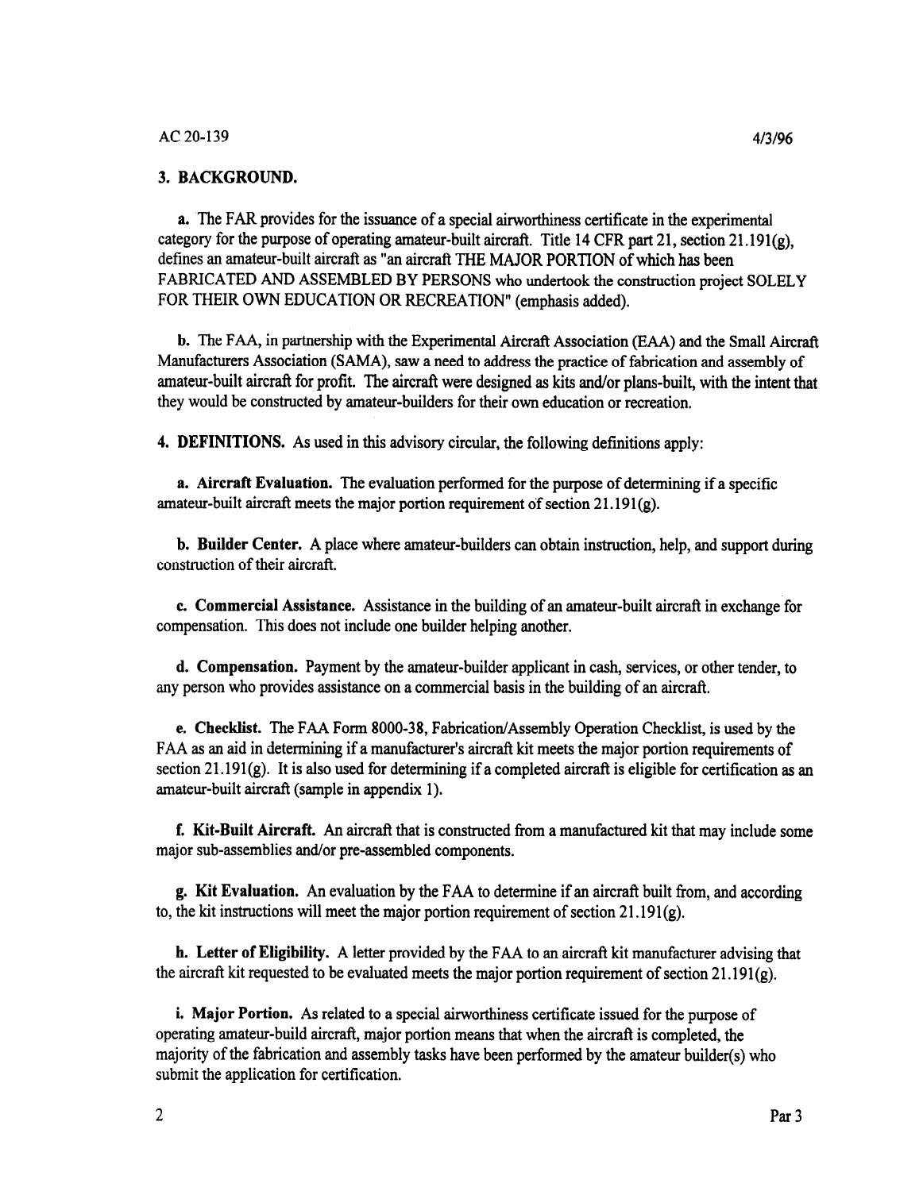## 3. BACKGROUND.

**a.** The FAR provides for the issuance of a special airworthiness certificate in the experimental category for the purpose of operating amateur-built aircraft. Title 14 CFR part 21, section 21.191(g), defines an amateur-built aircraft as "an aircraft THE MAJOR PORTION of which has been FABRICATED AND ASSEMBLED BY PERSONS who undertook the construction project SOLELY FOR THEIR OWN EDUCATION OR RECREATION" (emphasis added).

**b.** The FAA, in partnership with the Experimental Aircraft Association (EAA) and the Small Aircraft Manufacturers Association (SAMA), saw a need to address the practice of fabrication and assembly of amateur-built aircraft for profit. The aircraft were designed as kits and/or plans-built, with the intent that they would be constructed by amateur-builders for their own education or recreation.

## 4. DEFINITIONS.

As used in this advisory circular, the following definitions apply:

**a. Aircraft Evaluation.** The evaluation performed for the purpose of determining if a specific amateur-built aircraft meets the major portion requirement of section 21.191(g).

**b. Builder Center.** A place where amateur-builders can obtain instruction, help, and support during construction of their aircraft.

**c. Commercial Assistance.** Assistance in the building of an amateur-built aircraft in exchange for compensation. This does not include one builder helping another.

**d. Compensation.** Payment by the amateur-builder applicant in cash, services, or other tender, to any person who provides assistance on a commercial basis in the building of an aircraft.

**e. Checklist.** The FAA Form 8000-38, Fabrication/Assembly Operation Checklist, is used by the FAA as an aid in determining if a manufacturer's aircraft kit meets the major portion requirements of section 21.191(g). It is also used for determining if a completed aircraft is eligible for certification as an amateur-built aircraft (sample in appendix 1).

**f. Kit-Built Aircraft.** An aircraft that is constructed from a manufactured kit that may include some major sub-assemblies and/or pre-assembled components.

**g. Kit Evaluation.** An evaluation by the FAA to determine if an aircraft built from, and according to, the kit instructions will meet the major portion requirement of section 21.191(g).

**h. Letter of Eligibility.** A letter provided by the FAA to an aircraft kit manufacturer advising that the aircraft kit requested to be evaluated meets the major portion requirement of section 21.191(g).

**i. Major Portion.** As related to a special airworthiness certificate issued for the purpose of operating amateur-build aircraft, major portion means that when the aircraft is completed, the majority of the fabrication and assembly tasks have been performed by the amateur builder(s) who submit the application for certification.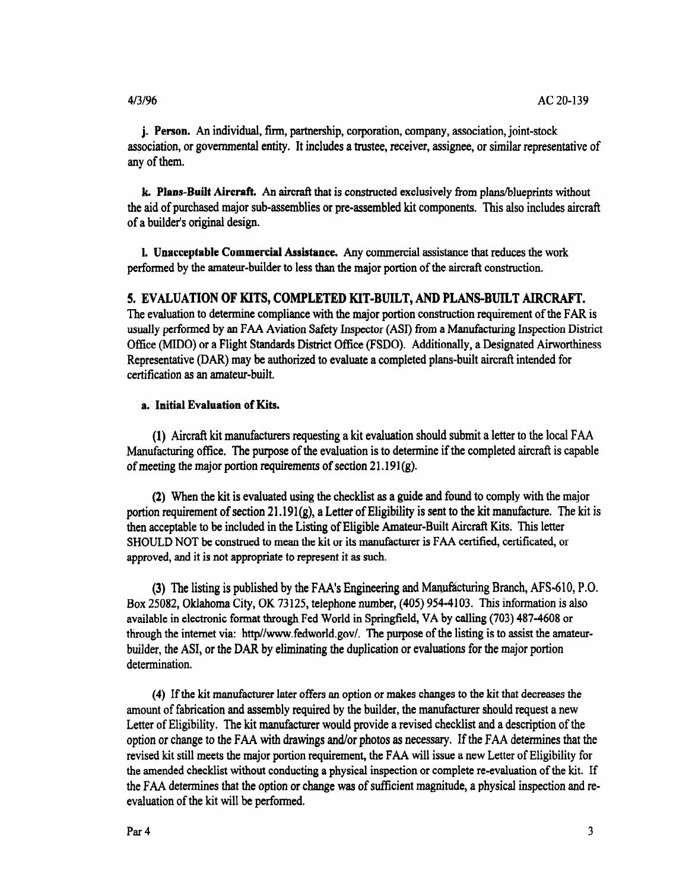**j. Person.** An individual, firm, partnership, corporation, company, association, joint-stock association, or governmental entity. It includes a trustee, receiver, assignee, or similar representative of any of them.

**k. Plans-Built Aircraft.** An aircraft that is constructed exclusively from plans/blueprints without the aid of purchased major sub-assemblies or pre-assembled kit components. This also includes aircraft of a builder's original design.

**l. Unacceptable Commercial Assistance.** Any commercial assistance that reduces the work performed by the amateur-builder to less than the major portion of the aircraft construction.

## 5. EVALUATION OF KITS, COMPLETED KIT-BUILT, AND PLANS-BUILT AIRCRAFT.

The evaluation to determine compliance with the major portion construction requirement of the FAR is usually performed by an FAA Aviation Safety Inspector (ASI) from a Manufacturing Inspection District Office (MIDO) or a Flight Standards District Office (FSDO). Additionally, a Designated Airworthiness Representative (DAR) may be authorized to evaluate a completed plans-built aircraft intended for certification as an amateur-built.

**a. Initial Evaluation of Kits.**

(1) Aircraft kit manufacturers requesting a kit evaluation should submit a letter to the local FAA Manufacturing office. The purpose of the evaluation is to determine if the completed aircraft is capable of meeting the major portion requirements of section 21.191(g).

(2) When the kit is evaluated using the checklist as a guide and found to comply with the major portion requirement of section 21.191(g), a Letter of Eligibility is sent to the kit manufacture. The kit is then acceptable to be included in the Listing of Eligible Amateur-Built Aircraft Kits. This letter SHOULD NOT be construed to mean the kit or its manufacturer is FAA certified, certificated, or approved, and it is not appropriate to represent it as such.

(3) The listing is published by the FAA's Engineering and Manufacturing Branch, AFS-610, P.O. Box 25082, Oklahoma City, OK 73125, telephone number, (405) 954-4103. This information is also available in electronic format through Fed World in Springfield, VA by calling (703) 487-4608 or through the internet via: http//www.fedworld.gov/. The purpose of the listing is to assist the amateur-builder, the ASI, or the DAR by eliminating the duplication or evaluations for the major portion determination.

(4) If the kit manufacturer later offers an option or makes changes to the kit that decreases the amount of fabrication and assembly required by the builder, the manufacturer should request a new Letter of Eligibility. The kit manufacturer would provide a revised checklist and a description of the option or change to the FAA with drawings and/or photos as necessary. If the FAA determines that the revised kit still meets the major portion requirement, the FAA will issue a new Letter of Eligibility for the amended checklist without conducting a physical inspection or complete re-evaluation of the kit. If the FAA determines that the option or change was of sufficient magnitude, a physical inspection and re-evaluation of the kit will be performed.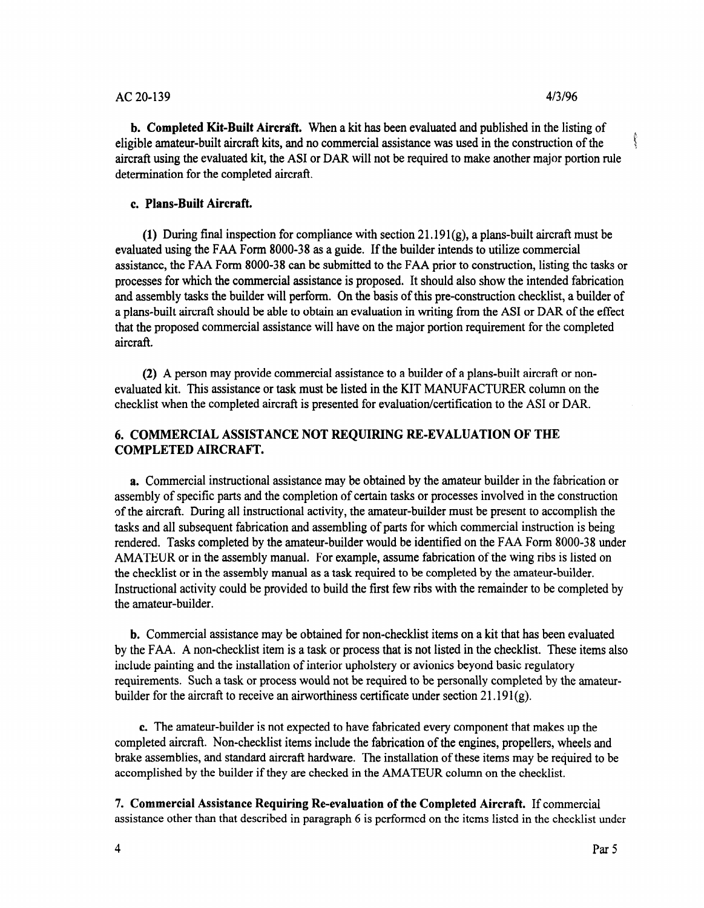**b. Completed Kit-Built Aircraft.** When a kit has been evaluated and published in the listing of eligible amateur-built aircraft kits, and no commercial assistance was used in the construction of the aircraft using the evaluated kit, the ASI or DAR will not be required to make another major portion rule determination for the completed aircraft.

**c. Plans-Built Aircraft.**

**(1)** During final inspection for compliance with section 21.191(g), a plans-built aircraft must be evaluated using the FAA Form 8000-38 as a guide. If the builder intends to utilize commercial assistance, the FAA Form 8000-38 can be submitted to the FAA prior to construction, listing the tasks or processes for which the commercial assistance is proposed. It should also show the intended fabrication and assembly tasks the builder will perform. On the basis of this pre-construction checklist, a builder of a plans-built aircraft should be able to obtain an evaluation in writing from the ASI or DAR of the effect that the proposed commercial assistance will have on the major portion requirement for the completed aircraft.

**(2)** A person may provide commercial assistance to a builder of a plans-built aircraft or non-evaluated kit. This assistance or task must be listed in the KIT MANUFACTURER column on the checklist when the completed aircraft is presented for evaluation/certification to the ASI or DAR.

## 6. COMMERCIAL ASSISTANCE NOT REQUIRING RE-EVALUATION OF THE COMPLETED AIRCRAFT.

**a.** Commercial instructional assistance may be obtained by the amateur builder in the fabrication or assembly of specific parts and the completion of certain tasks or processes involved in the construction of the aircraft. During all instructional activity, the amateur-builder must be present to accomplish the tasks and all subsequent fabrication and assembling of parts for which commercial instruction is being rendered. Tasks completed by the amateur-builder would be identified on the FAA Form 8000-38 under AMATEUR or in the assembly manual. For example, assume fabrication of the wing ribs is listed on the checklist or in the assembly manual as a task required to be completed by the amateur-builder. Instructional activity could be provided to build the first few ribs with the remainder to be completed by the amateur-builder.

**b.** Commercial assistance may be obtained for non-checklist items on a kit that has been evaluated by the FAA. A non-checklist item is a task or process that is not listed in the checklist. These items also include painting and the installation of interior upholstery or avionics beyond basic regulatory requirements. Such a task or process would not be required to be personally completed by the amateur-builder for the aircraft to receive an airworthiness certificate under section 21.191(g).

**c.** The amateur-builder is not expected to have fabricated every component that makes up the completed aircraft. Non-checklist items include the fabrication of the engines, propellers, wheels and brake assemblies, and standard aircraft hardware. The installation of these items may be required to be accomplished by the builder if they are checked in the AMATEUR column on the checklist.

**7. Commercial Assistance Requiring Re-evaluation of the Completed Aircraft.** If commercial assistance other than that described in paragraph 6 is performed on the items listed in the checklist under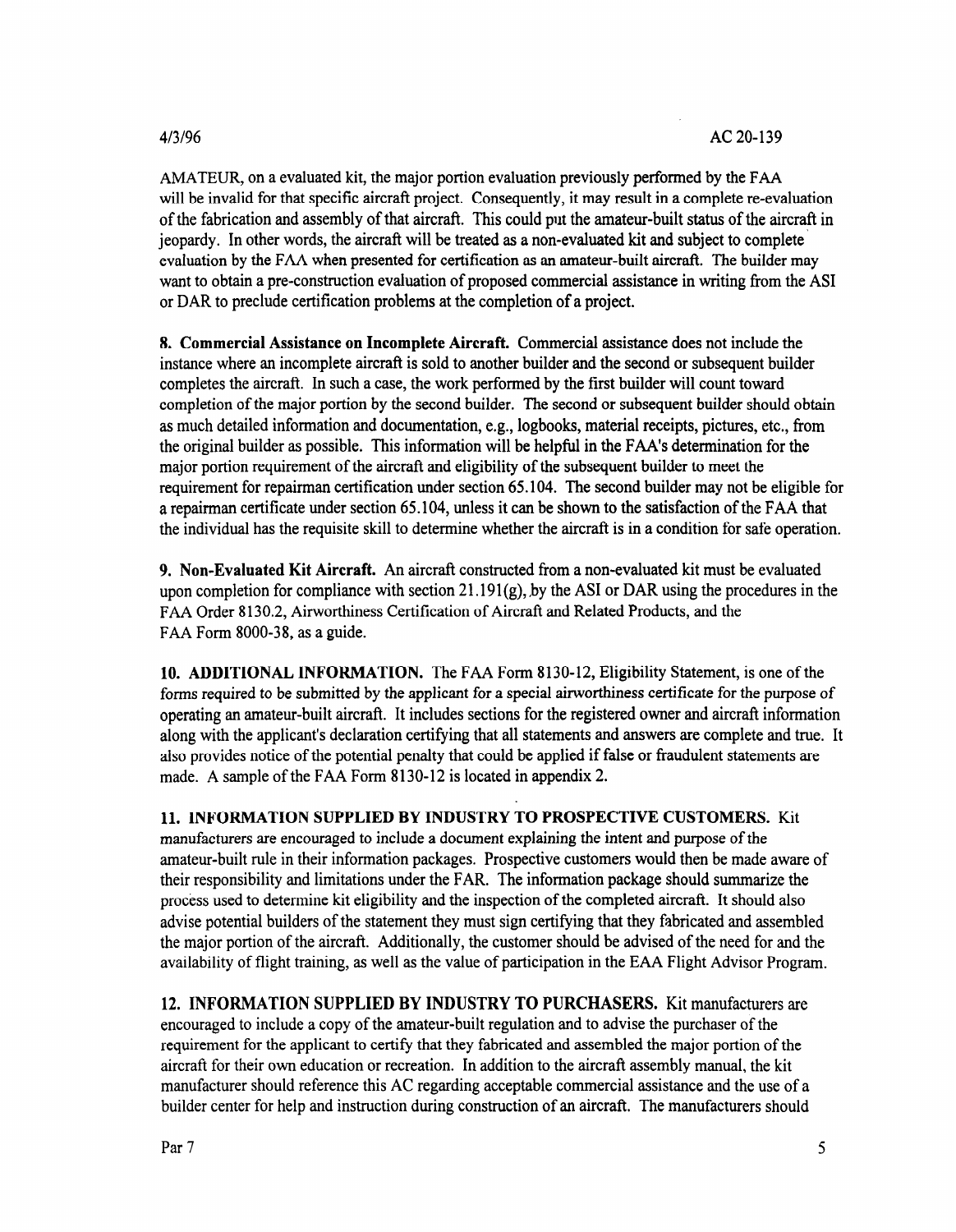AMATEUR, on a evaluated kit, the major portion evaluation previously performed by the FAA will be invalid for that specific aircraft project. Consequently, it may result in a complete re-evaluation of the fabrication and assembly of that aircraft. This could put the amateur-built status of the aircraft in jeopardy. In other words, the aircraft will be treated as a non-evaluated kit and subject to complete evaluation by the FAA when presented for certification as an amateur-built aircraft. The builder may want to obtain a pre-construction evaluation of proposed commercial assistance in writing from the ASI or DAR to preclude certification problems at the completion of a project.

**8. Commercial Assistance on Incomplete Aircraft.** Commercial assistance does not include the instance where an incomplete aircraft is sold to another builder and the second or subsequent builder completes the aircraft. In such a case, the work performed by the first builder will count toward completion of the major portion by the second builder. The second or subsequent builder should obtain as much detailed information and documentation, e.g., logbooks, material receipts, pictures, etc., from the original builder as possible. This information will be helpful in the FAA's determination for the major portion requirement of the aircraft and eligibility of the subsequent builder to meet the requirement for repairman certification under section 65.104. The second builder may not be eligible for a repairman certificate under section 65.104, unless it can be shown to the satisfaction of the FAA that the individual has the requisite skill to determine whether the aircraft is in a condition for safe operation.

**9. Non-Evaluated Kit Aircraft.** An aircraft constructed from a non-evaluated kit must be evaluated upon completion for compliance with section 21.191(g), by the ASI or DAR using the procedures in the FAA Order 8130.2, Airworthiness Certification of Aircraft and Related Products, and the FAA Form 8000-38, as a guide.

**10. ADDITIONAL INFORMATION.** The FAA Form 8130-12, Eligibility Statement, is one of the forms required to be submitted by the applicant for a special airworthiness certificate for the purpose of operating an amateur-built aircraft. It includes sections for the registered owner and aircraft information along with the applicant's declaration certifying that all statements and answers are complete and true. It also provides notice of the potential penalty that could be applied if false or fraudulent statements are made. A sample of the FAA Form 8130-12 is located in appendix 2.

**11. INFORMATION SUPPLIED BY INDUSTRY TO PROSPECTIVE CUSTOMERS.** Kit manufacturers are encouraged to include a document explaining the intent and purpose of the amateur-built rule in their information packages. Prospective customers would then be made aware of their responsibility and limitations under the FAR. The information package should summarize the process used to determine kit eligibility and the inspection of the completed aircraft. It should also advise potential builders of the statement they must sign certifying that they fabricated and assembled the major portion of the aircraft. Additionally, the customer should be advised of the need for and the availability of flight training, as well as the value of participation in the EAA Flight Advisor Program.

**12. INFORMATION SUPPLIED BY INDUSTRY TO PURCHASERS.** Kit manufacturers are encouraged to include a copy of the amateur-built regulation and to advise the purchaser of the requirement for the applicant to certify that they fabricated and assembled the major portion of the aircraft for their own education or recreation. In addition to the aircraft assembly manual, the kit manufacturer should reference this AC regarding acceptable commercial assistance and the use of a builder center for help and instruction during construction of an aircraft. The manufacturers should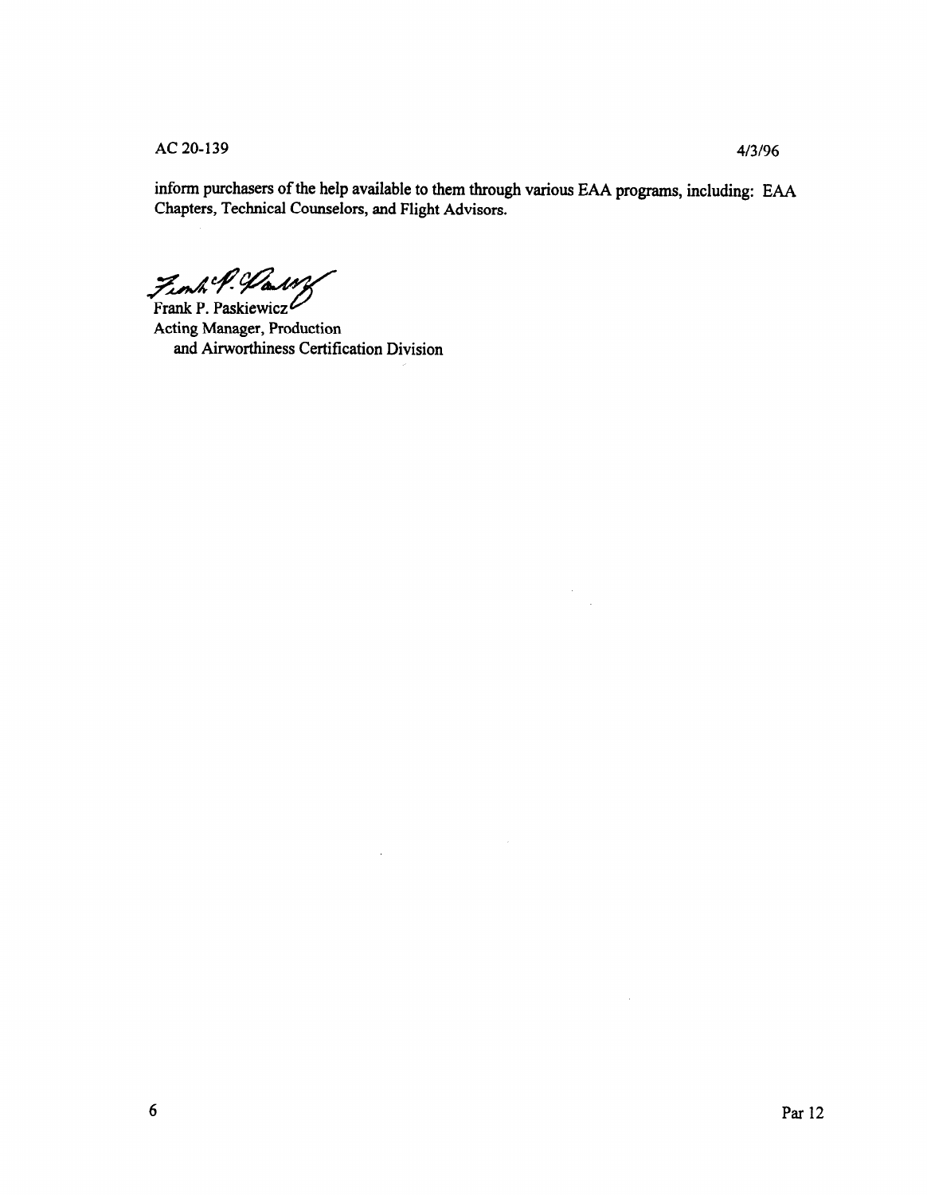inform purchasers of the help available to them through various EAA programs, including: EAA Chapters, Technical Counselors, and Flight Advisors.

Frank P. Paskiewicz
Acting Manager, Production
and Airworthiness Certification Division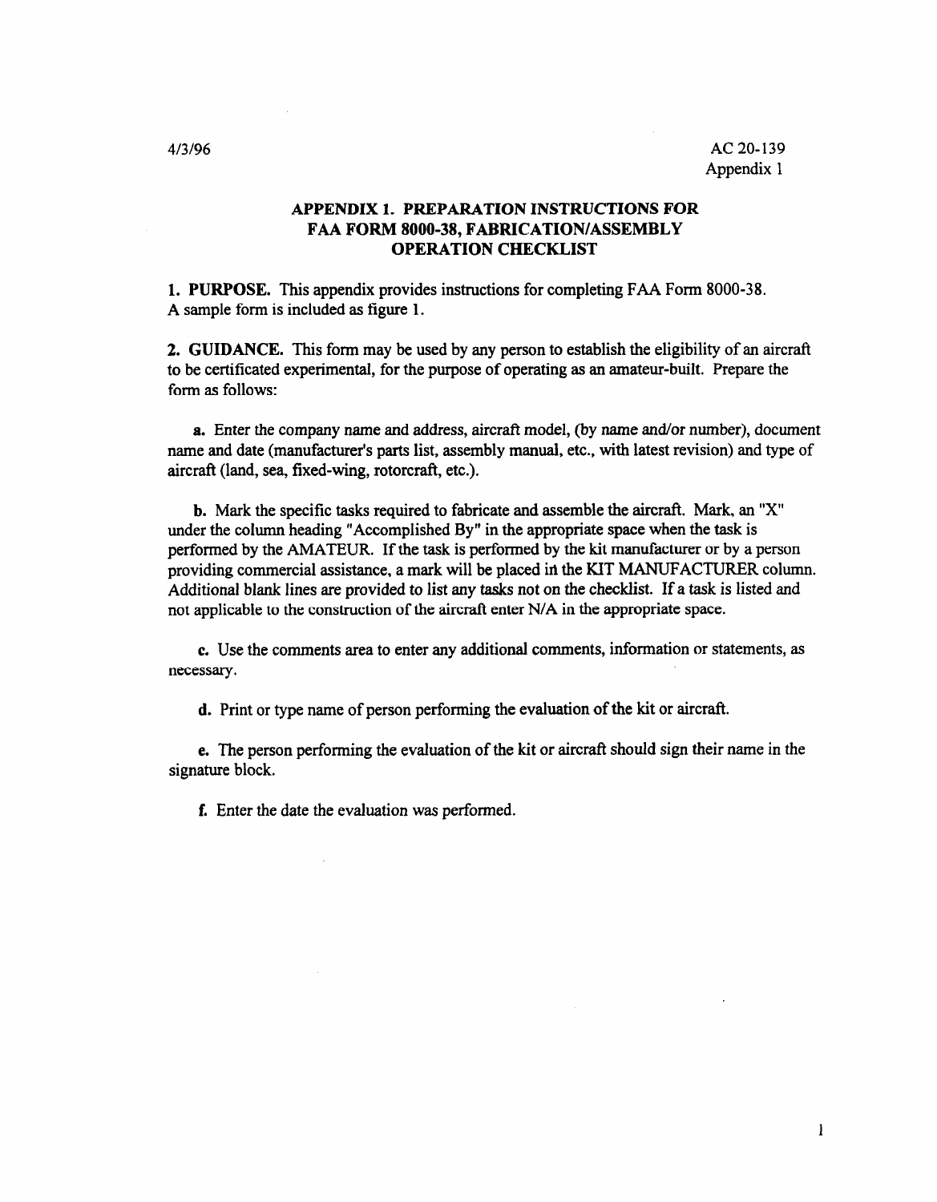# APPENDIX 1. PREPARATION INSTRUCTIONS FOR FAA FORM 8000-38, FABRICATION/ASSEMBLY OPERATION CHECKLIST

**1. PURPOSE.** This appendix provides instructions for completing FAA Form 8000-38. A sample form is included as figure 1.

**2. GUIDANCE.** This form may be used by any person to establish the eligibility of an aircraft to be certificated experimental, for the purpose of operating as an amateur-built. Prepare the form as follows:

**a.** Enter the company name and address, aircraft model, (by name and/or number), document name and date (manufacturer's parts list, assembly manual, etc., with latest revision) and type of aircraft (land, sea, fixed-wing, rotorcraft, etc.).

**b.** Mark the specific tasks required to fabricate and assemble the aircraft. Mark, an "X" under the column heading "Accomplished By" in the appropriate space when the task is performed by the AMATEUR. If the task is performed by the kit manufacturer or by a person providing commercial assistance, a mark will be placed in the KIT MANUFACTURER column. Additional blank lines are provided to list any tasks not on the checklist. If a task is listed and not applicable to the construction of the aircraft enter N/A in the appropriate space.

**c.** Use the comments area to enter any additional comments, information or statements, as necessary.

**d.** Print or type name of person performing the evaluation of the kit or aircraft.

**e.** The person performing the evaluation of the kit or aircraft should sign their name in the signature block.

**f.** Enter the date the evaluation was performed.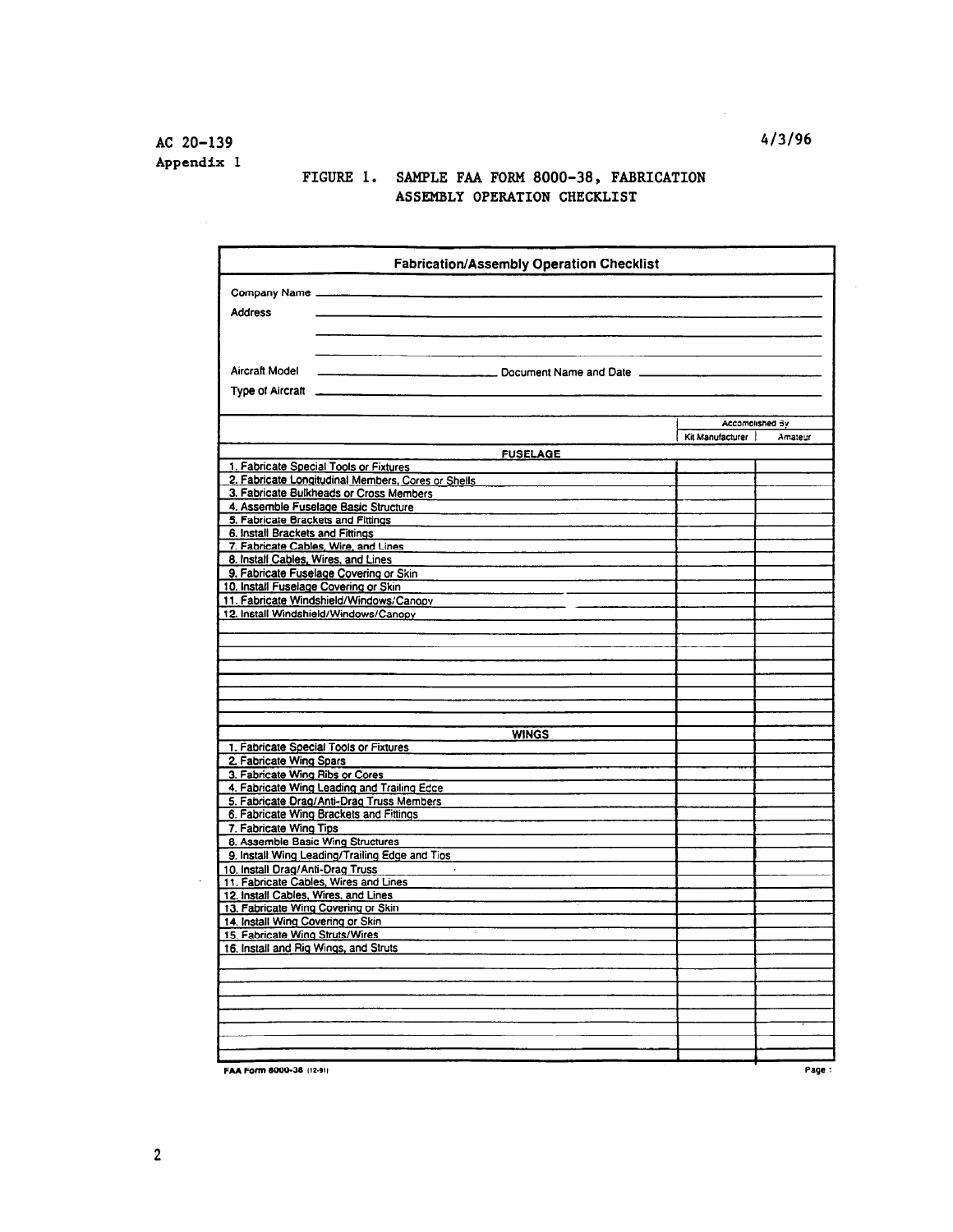FIGURE 1. SAMPLE FAA FORM 8000-38, FABRICATION ASSEMBLY OPERATION CHECKLIST

**Fabrication/Assembly Operation Checklist**

Company Name \_\_\_\_\_\_\_\_\_\_\_\_\_\_\_\_\_\_\_\_\_\_\_\_\_\_\_\_\_\_

Address \_\_\_\_\_\_\_\_\_\_\_\_\_\_\_\_\_\_\_\_\_\_\_\_\_\_\_\_\_\_

Aircraft Model \_\_\_\_\_\_\_\_\_\_\_\_\_\_\_ Document Name and Date \_\_\_\_\_\_\_\_\_\_\_\_\_\_\_

Type of Aircraft \_\_\_\_\_\_\_\_\_\_\_\_\_\_\_\_\_\_\_\_\_\_\_\_\_\_\_\_\_\_

| | Accomplished By | |
|---|---|---|
| | Kit Manufacturer | Amateur |
| **FUSELAGE** | | |
| 1. Fabricate Special Tools or Fixtures | | |
| 2. Fabricate Longitudinal Members, Cores or Shells | | |
| 3. Fabricate Bulkheads or Cross Members | | |
| 4. Assemble Fuselage Basic Structure | | |
| 5. Fabricate Brackets and Fittings | | |
| 6. Install Brackets and Fittings | | |
| 7. Fabricate Cables, Wire, and Lines | | |
| 8. Install Cables, Wires, and Lines | | |
| 9. Fabricate Fuselage Covering or Skin | | |
| 10. Install Fuselage Covering or Skin | | |
| 11. Fabricate Windshield/Windows/Canopy | | |
| 12. Install Windshield/Windows/Canopy | | |
| | | |
| | | |
| | | |
| | | |
| | | |
| | | |
| | | |
| | | |
| **WINGS** | | |
| 1. Fabricate Special Tools or Fixtures | | |
| 2. Fabricate Wing Spars | | |
| 3. Fabricate Wing Ribs or Cores | | |
| 4. Fabricate Wing Leading and Trailing Edge | | |
| 5. Fabricate Drag/Anti-Drag Truss Members | | |
| 6. Fabricate Wing Brackets and Fittings | | |
| 7. Fabricate Wing Tips | | |
| 8. Assemble Basic Wing Structures | | |
| 9. Install Wing Leading/Trailing Edge and Tips | | |
| 10. Install Drag/Anti-Drag Truss | | |
| 11. Fabricate Cables, Wires and Lines | | |
| 12. Install Cables, Wires, and Lines | | |
| 13. Fabricate Wing Covering or Skin | | |
| 14. Install Wing Covering or Skin | | |
| 15. Fabricate Wing Struts/Wires | | |
| 16. Install and Rig Wings, and Struts | | |
| | | |
| | | |
| | | |
| | | |
| | | |
| | | |
| | | |
| | | |

FAA Form 8000-38 (12-91)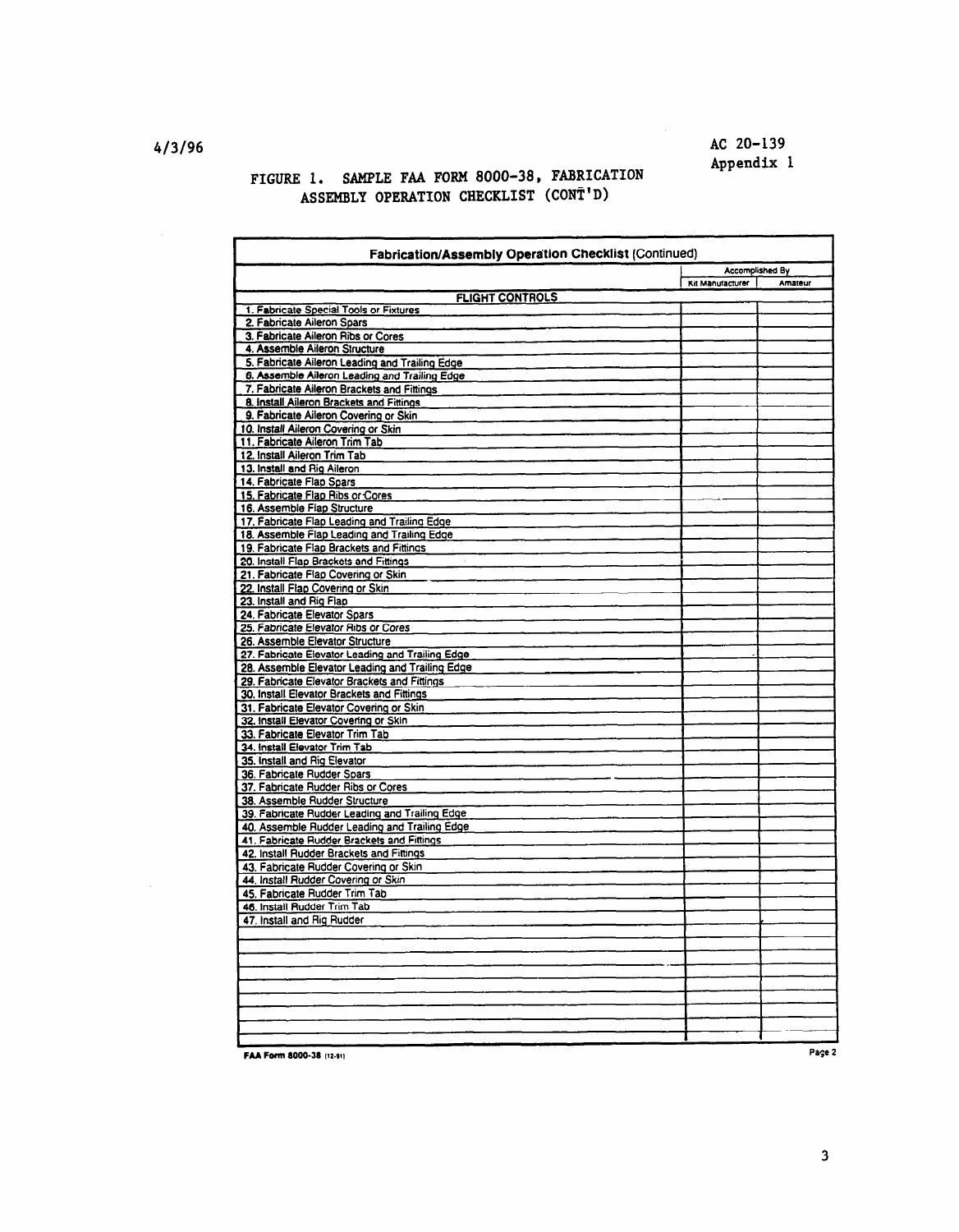## FIGURE 1. SAMPLE FAA FORM 8000-38, FABRICATION ASSEMBLY OPERATION CHECKLIST (CONT'D)

| Fabrication/Assembly Operation Checklist (Continued) | Accomplished By | |
|---|---|---|
| | Kit Manufacturer | Amateur |
| **FLIGHT CONTROLS** | | |
| 1. Fabricate Special Tools or Fixtures | | |
| 2. Fabricate Aileron Spars | | |
| 3. Fabricate Aileron Ribs or Cores | | |
| 4. Assemble Aileron Structure | | |
| 5. Fabricate Aileron Leading and Trailing Edge | | |
| 6. Assemble Aileron Leading and Trailing Edge | | |
| 7. Fabricate Aileron Brackets and Fittings | | |
| 8. Install Aileron Brackets and Fittings | | |
| 9. Fabricate Aileron Covering or Skin | | |
| 10. Install Aileron Covering or Skin | | |
| 11. Fabricate Aileron Trim Tab | | |
| 12. Install Aileron Trim Tab | | |
| 13. Install and Rig Aileron | | |
| 14. Fabricate Flap Spars | | |
| 15. Fabricate Flap Ribs or Cores | | |
| 16. Assemble Flap Structure | | |
| 17. Fabricate Flap Leading and Trailing Edge | | |
| 18. Assemble Flap Leading and Trailing Edge | | |
| 19. Fabricate Flap Brackets and Fittings | | |
| 20. Install Flap Brackets and Fittings | | |
| 21. Fabricate Flap Covering or Skin | | |
| 22. Install Flap Covering or Skin | | |
| 23. Install and Rig Flap | | |
| 24. Fabricate Elevator Spars | | |
| 25. Fabricate Elevator Ribs or Cores | | |
| 26. Assemble Elevator Structure | | |
| 27. Fabricate Elevator Leading and Trailing Edge | | |
| 28. Assemble Elevator Leading and Trailing Edge | | |
| 29. Fabricate Elevator Brackets and Fittings | | |
| 30. Install Elevator Brackets and Fittings | | |
| 31. Fabricate Elevator Covering or Skin | | |
| 32. Install Elevator Covering or Skin | | |
| 33. Fabricate Elevator Trim Tab | | |
| 34. Install Elevator Trim Tab | | |
| 35. Install and Rig Elevator | | |
| 36. Fabricate Rudder Spars | | |
| 37. Fabricate Rudder Ribs or Cores | | |
| 38. Assemble Rudder Structure | | |
| 39. Fabricate Rudder Leading and Trailing Edge | | |
| 40. Assemble Rudder Leading and Trailing Edge | | |
| 41. Fabricate Rudder Brackets and Fittings | | |
| 42. Install Rudder Brackets and Fittings | | |
| 43. Fabricate Rudder Covering or Skin | | |
| 44. Install Rudder Covering or Skin | | |
| 45. Fabricate Rudder Trim Tab | | |
| 46. Install Rudder Trim Tab | | |
| 47. Install and Rig Rudder | | |
| | | |
| | | |
| | | |
| | | |
| | | |
| | | |
| | | |
| | | |
| | | |

FAA Form 8000-38 (12-91) Page 2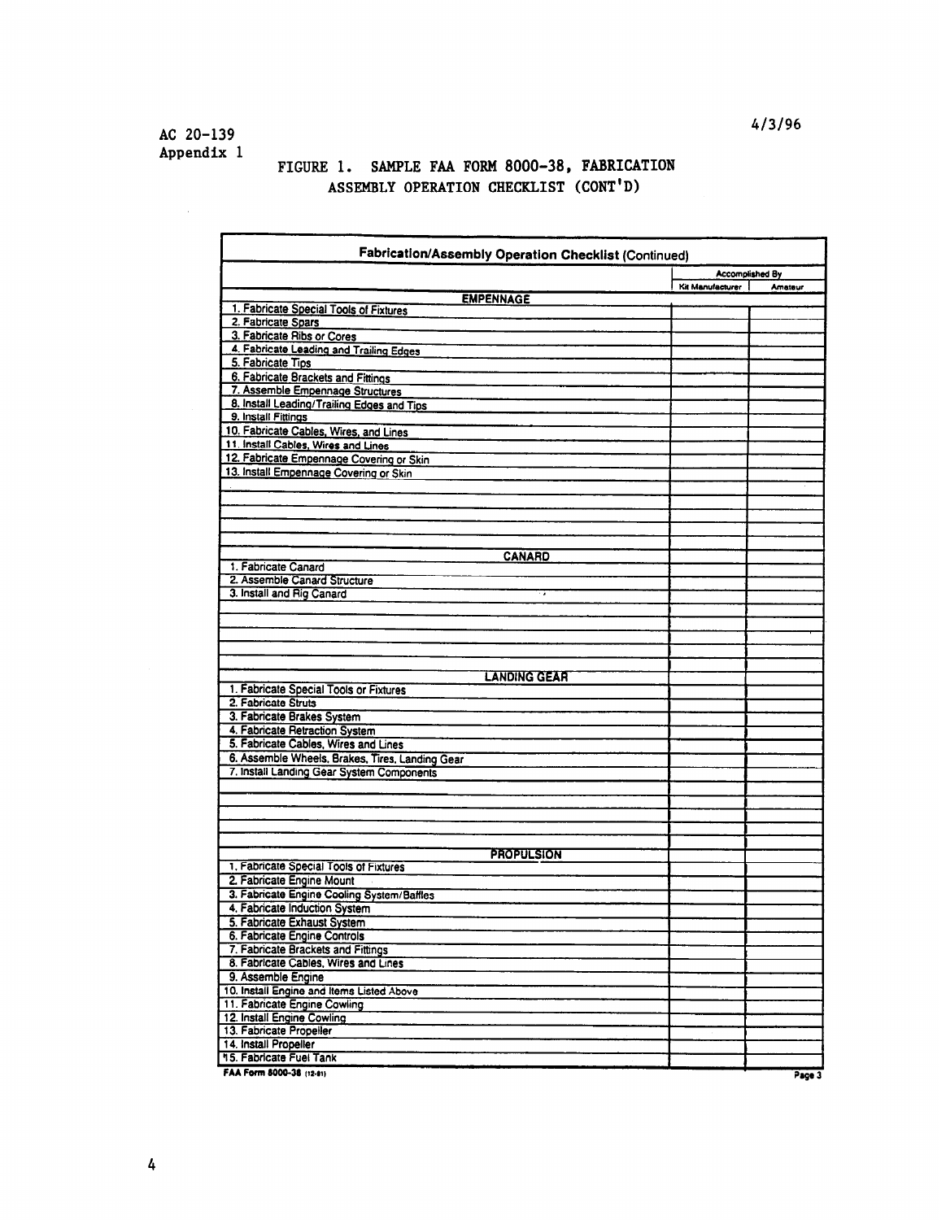## FIGURE 1. SAMPLE FAA FORM 8000-38, FABRICATION ASSEMBLY OPERATION CHECKLIST (CONT'D)

**Fabrication/Assembly Operation Checklist** (Continued)

| | Accomplished By | |
|---|---|---|
| | Kit Manufacturer | Amateur |
| **EMPENNAGE** | | |
| 1. Fabricate Special Tools of Fixtures | | |
| 2. Fabricate Spars | | |
| 3. Fabricate Ribs or Cores | | |
| 4. Fabricate Leading and Trailing Edges | | |
| 5. Fabricate Tips | | |
| 6. Fabricate Brackets and Fittings | | |
| 7. Assemble Empennage Structures | | |
| 8. Install Leading/Trailing Edges and Tips | | |
| 9. Install Fittings | | |
| 10. Fabricate Cables, Wires, and Lines | | |
| 11. Install Cables, Wires and Lines | | |
| 12. Fabricate Empennage Covering or Skin | | |
| 13. Install Empennage Covering or Skin | | |
| | | |
| | | |
| | | |
| | | |
| | | |
| **CANARD** | | |
| 1. Fabricate Canard | | |
| 2. Assemble Canard Structure | | |
| 3. Install and Rig Canard | | |
| | | |
| | | |
| | | |
| | | |
| | | |
| **LANDING GEAR** | | |
| 1. Fabricate Special Tools or Fixtures | | |
| 2. Fabricate Struts | | |
| 3. Fabricate Brakes System | | |
| 4. Fabricate Retraction System | | |
| 5. Fabricate Cables, Wires and Lines | | |
| 6. Assemble Wheels, Brakes, Tires, Landing Gear | | |
| 7. Install Landing Gear System Components | | |
| | | |
| | | |
| | | |
| | | |
| | | |
| **PROPULSION** | | |
| 1. Fabricate Special Tools of Fixtures | | |
| 2. Fabricate Engine Mount | | |
| 3. Fabricate Engine Cooling System/Baffles | | |
| 4. Fabricate Induction System | | |
| 5. Fabricate Exhaust System | | |
| 6. Fabricate Engine Controls | | |
| 7. Fabricate Brackets and Fittings | | |
| 8. Fabricate Cables, Wires and Lines | | |
| 9. Assemble Engine | | |
| 10. Install Engine and Items Listed Above | | |
| 11. Fabricate Engine Cowling | | |
| 12. Install Engine Cowling | | |
| 13. Fabricate Propeller | | |
| 14. Install Propeller | | |
| 15. Fabricate Fuel Tank | | |

FAA Form 8000-38 (12-81) Page 3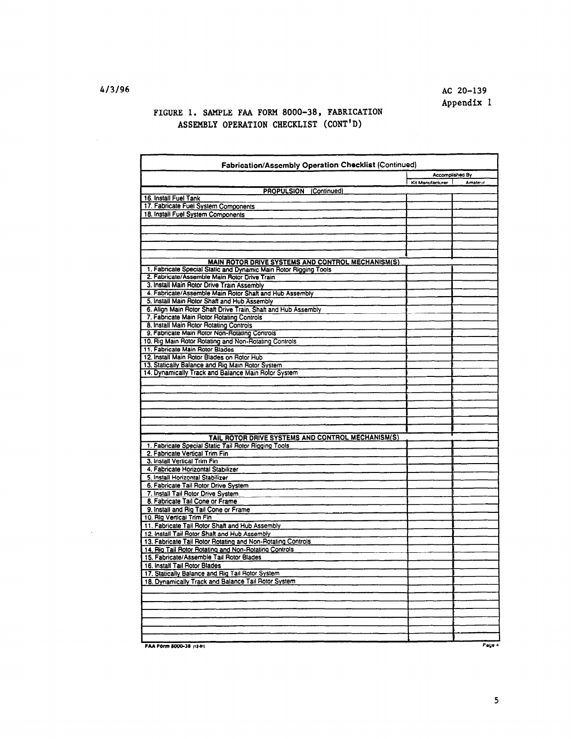FIGURE 1. SAMPLE FAA FORM 8000-38, FABRICATION ASSEMBLY OPERATION CHECKLIST (CONT'D)

| Fabrication/Assembly Operation Checklist (Continued) | Accomplished By | |
|---|---|---|
| | Kit Manufacturer | Amateur |
| **PROPULSION (Continued)** | | |
| 16. Install Fuel Tank | | |
| 17. Fabricate Fuel System Components | | |
| 18. Install Fuel System Components | | |
| | | |
| | | |
| | | |
| | | |
| | | |
| **MAIN ROTOR DRIVE SYSTEMS AND CONTROL MECHANISM(S)** | | |
| 1. Fabricate Special Static and Dynamic Main Rotor Rigging Tools | | |
| 2. Fabricate/Assemble Main Rotor Drive Train | | |
| 3. Install Main Rotor Drive Train Assembly | | |
| 4. Fabricate/Assemble Main Rotor Shaft and Hub Assembly | | |
| 5. Install Main Rotor Shaft and Hub Assembly | | |
| 6. Align Main Rotor Shaft Drive Train, Shaft and Hub Assembly | | |
| 7. Fabricate Main Rotor Rotating Controls | | |
| 8. Install Main Rotor Rotating Controls | | |
| 9. Fabricate Main Rotor Non-Rotating Controls | | |
| 10. Rig Main Rotor Rotating and Non-Rotating Controls | | |
| 11. Fabricate Main Rotor Blades | | |
| 12. Install Main Rotor Blades on Rotor Hub | | |
| 13. Statically Balance and Rig Main Rotor System | | |
| 14. Dynamically Track and Balance Main Rotor System | | |
| | | |
| | | |
| | | |
| | | |
| | | |
| | | |
| | | |
| **TAIL ROTOR DRIVE SYSTEMS AND CONTROL MECHANISM(S)** | | |
| 1. Fabricate Special Static Tail Rotor Rigging Tools | | |
| 2. Fabricate Vertical Trim Fin | | |
| 3. Install Vertical Trim Fin | | |
| 4. Fabricate Horizontal Stabilizer | | |
| 5. Install Horizontal Stabilizer | | |
| 6. Fabricate Tail Rotor Drive System | | |
| 7. Install Tail Rotor Drive System | | |
| 8. Fabricate Tail Cone or Frame | | |
| 9. Install and Rig Tail Cone or Frame | | |
| 10. Rig Vertical Trim Fin | | |
| 11. Fabricate Tail Rotor Shaft and Hub Assembly | | |
| 12. Install Tail Rotor Shaft and Hub Assembly | | |
| 13. Fabricate Tail Rotor Rotating and Non-Rotating Controls | | |
| 14. Rig Tail Rotor Rotating and Non-Rotating Controls | | |
| 15. Fabricate/Assemble Tail Rotor Blades | | |
| 16. Install Tail Rotor Blades | | |
| 17. Statically Balance and Rig Tail Rotor System | | |
| 18. Dynamically Track and Balance Tail Rotor System | | |
| | | |
| | | |
| | | |
| | | |
| | | |
| | | |

FAA Form 8000-38 (12-91) Page 4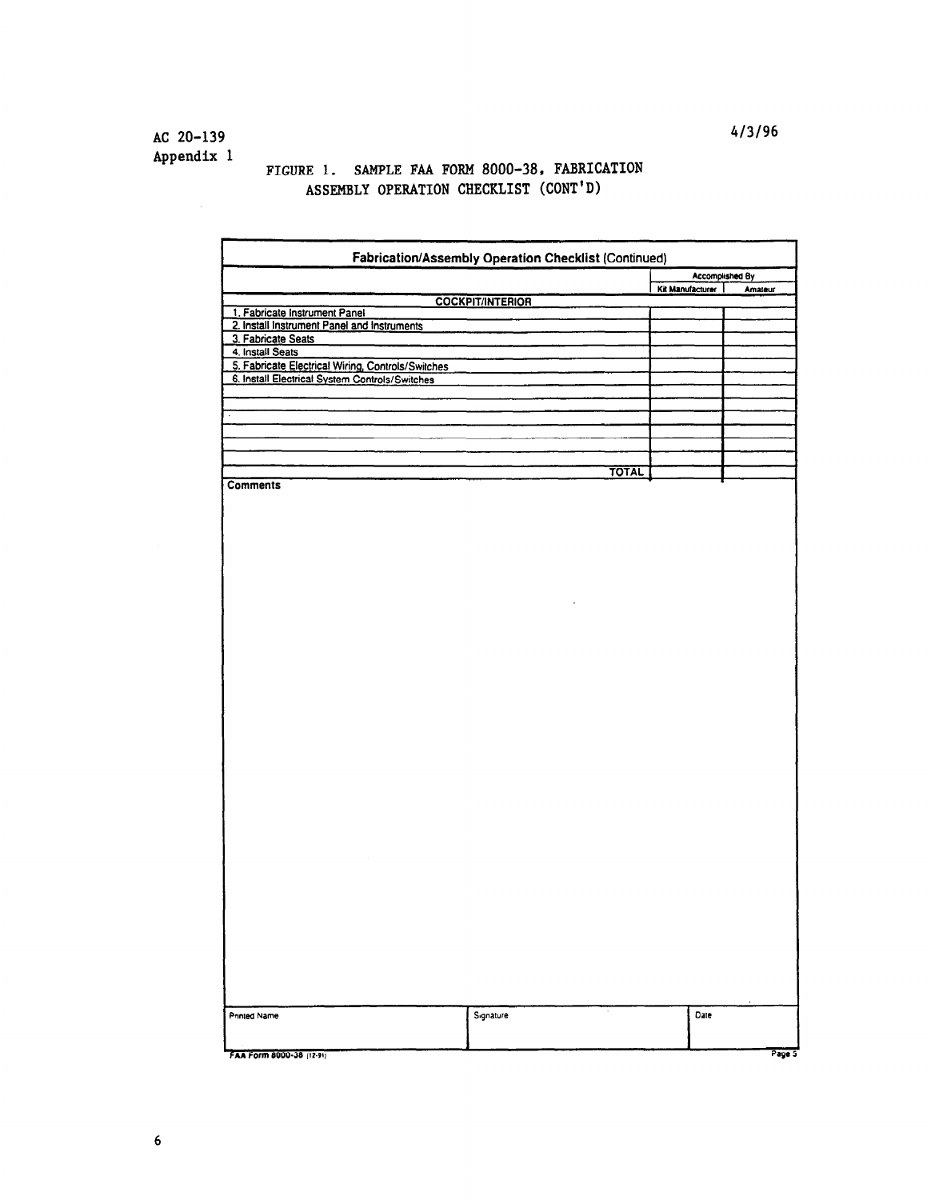FIGURE 1. SAMPLE FAA FORM 8000-38, FABRICATION ASSEMBLY OPERATION CHECKLIST (CONT'D)

**Fabrication/Assembly Operation Checklist** (Continued)

| | Accomplished By | |
|---|---|---|
| | Kit Manufacturer | Amateur |
| **COCKPIT/INTERIOR** | | |
| 1. Fabricate Instrument Panel | | |
| 2. Install Instrument Panel and Instruments | | |
| 3. Fabricate Seats | | |
| 4. Install Seats | | |
| 5. Fabricate Electrical Wiring, Controls/Switches | | |
| 6. Install Electrical System Controls/Switches | | |
| | | |
| | | |
| | | |
| | | |
| | | |
| | | |
| **TOTAL** | | |

**Comments**

| Printed Name | Signature | Date |
|---|---|---|
| | | |

FAA Form 8000-38 (12-91) Page 5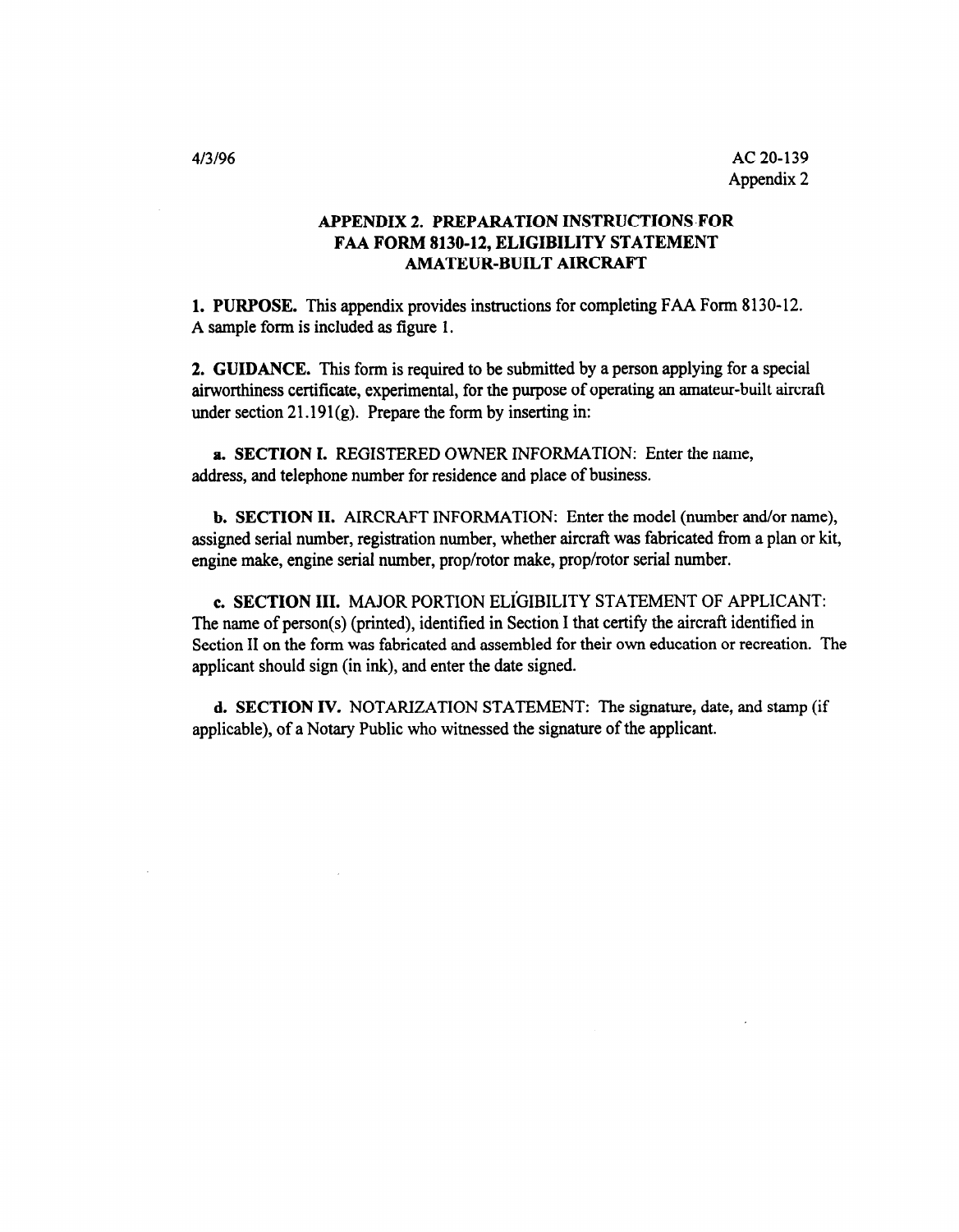## APPENDIX 2. PREPARATION INSTRUCTIONS FOR FAA FORM 8130-12, ELIGIBILITY STATEMENT AMATEUR-BUILT AIRCRAFT

**1. PURPOSE.** This appendix provides instructions for completing FAA Form 8130-12. A sample form is included as figure 1.

**2. GUIDANCE.** This form is required to be submitted by a person applying for a special airworthiness certificate, experimental, for the purpose of operating an amateur-built aircraft under section 21.191(g). Prepare the form by inserting in:

**a. SECTION I.** REGISTERED OWNER INFORMATION: Enter the name, address, and telephone number for residence and place of business.

**b. SECTION II.** AIRCRAFT INFORMATION: Enter the model (number and/or name), assigned serial number, registration number, whether aircraft was fabricated from a plan or kit, engine make, engine serial number, prop/rotor make, prop/rotor serial number.

**c. SECTION III.** MAJOR PORTION ELIGIBILITY STATEMENT OF APPLICANT: The name of person(s) (printed), identified in Section I that certify the aircraft identified in Section II on the form was fabricated and assembled for their own education or recreation. The applicant should sign (in ink), and enter the date signed.

**d. SECTION IV.** NOTARIZATION STATEMENT: The signature, date, and stamp (if applicable), of a Notary Public who witnessed the signature of the applicant.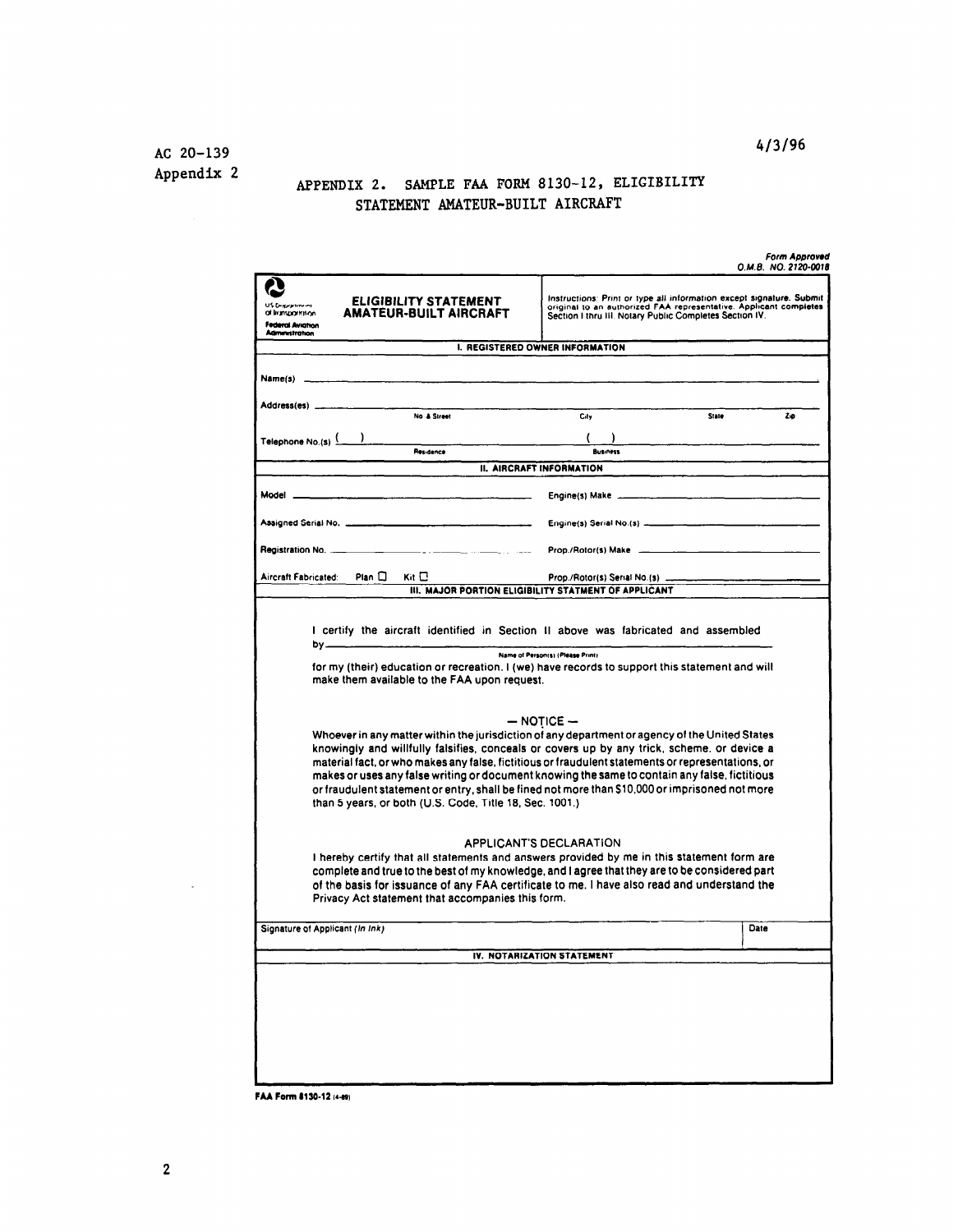# APPENDIX 2. SAMPLE FAA FORM 8130-12, ELIGIBILITY STATEMENT AMATEUR-BUILT AIRCRAFT

*Form Approved*
*O.M.B. NO. 2120-0018*

US Department of Transportation
Federal Aviation Administration

**ELIGIBILITY STATEMENT**
**AMATEUR-BUILT AIRCRAFT**

Instructions: Print or type all information except signature. Submit original to an authorized FAA representative. Applicant completes Section I thru III. Notary Public Completes Section IV.

**I. REGISTERED OWNER INFORMATION**

Name(s) ______________________________

Address(es) ______________________________
No. & Street — City — State — Zip

Telephone No.(s) ( ) ______________ ( ) ______________
Residence — Business

**II. AIRCRAFT INFORMATION**

| | |
|---|---|
| Model ______________ | Engine(s) Make ______________ |
| Assigned Serial No. ______________ | Engine(s) Serial No.(s) ______________ |
| Registration No. ______________ | Prop./Rotor(s) Make ______________ |
| Aircraft Fabricated: Plan ☐ Kit ☐ | Prop./Rotor(s) Serial No.(s) ______________ |

**III. MAJOR PORTION ELIGIBILITY STATMENT OF APPLICANT**

I certify the aircraft identified in Section II above was fabricated and assembled by ______________________________
Name of Person(s) (Please Print)
for my (their) education or recreation. I (we) have records to support this statement and will make them available to the FAA upon request.

— NOTICE —

Whoever in any matter within the jurisdiction of any department or agency of the United States knowingly and willfully falsifies, conceals or covers up by any trick, scheme, or device a material fact, or who makes any false, fictitious or fraudulent statements or representations, or makes or uses any false writing or document knowing the same to contain any false, fictitious or fraudulent statement or entry, shall be fined not more than $10,000 or imprisoned not more than 5 years, or both (U.S. Code, Title 18, Sec. 1001.)

APPLICANT'S DECLARATION

I hereby certify that all statements and answers provided by me in this statement form are complete and true to the best of my knowledge, and I agree that they are to be considered part of the basis for issuance of any FAA certificate to me. I have also read and understand the Privacy Act statement that accompanies this form.

| Signature of Applicant *(In Ink)* | Date |
|---|---|
| | |

**IV. NOTARIZATION STATEMENT**

FAA Form 8130-12 (4-89)